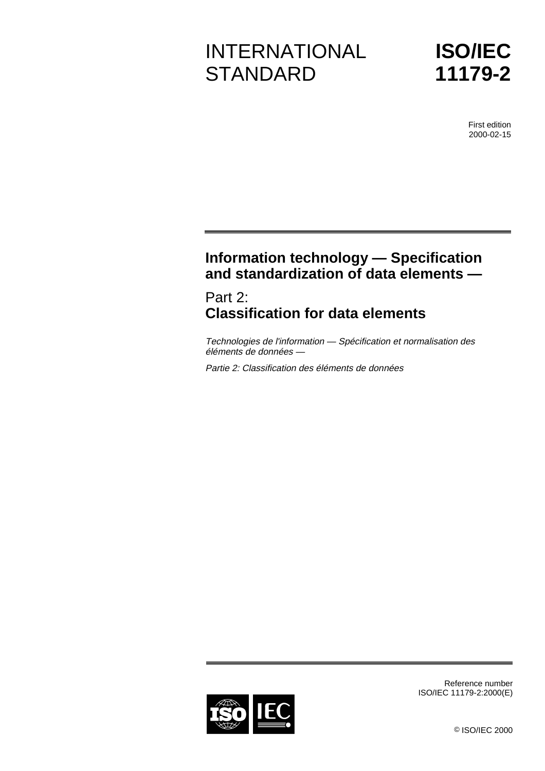# INTERNATIONAL STANDARD

# ISO/IEC 11179-2

First edition
2000-02-15

---

## Information technology — Specification and standardization of data elements —

## Part 2: **Classification for data elements**

*Technologies de l'information — Spécification et normalisation des éléments de données —*

*Partie 2: Classification des éléments de données*

---

Reference number
ISO/IEC 11179-2:2000(E)

© ISO/IEC 2000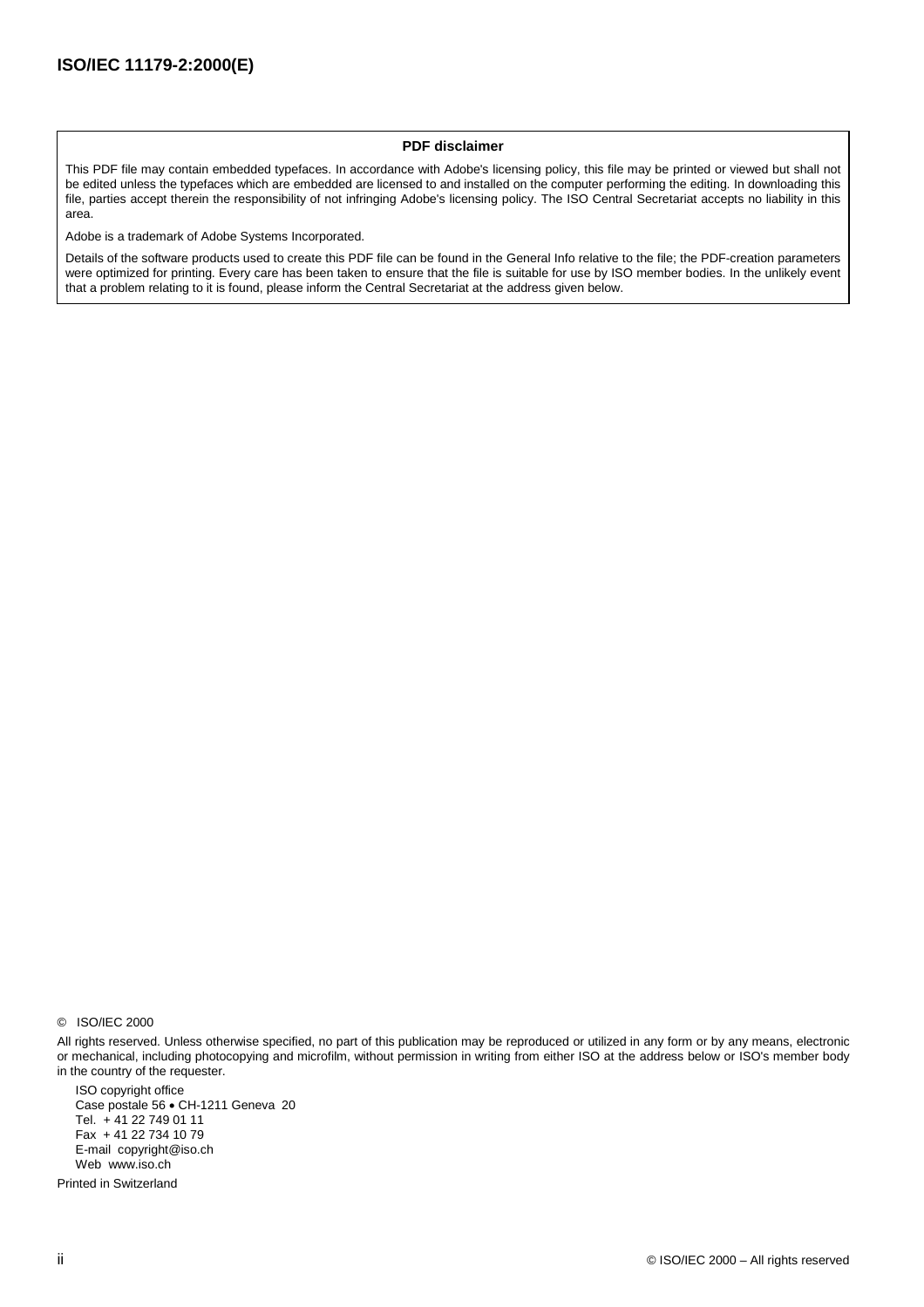**PDF disclaimer**

This PDF file may contain embedded typefaces. In accordance with Adobe's licensing policy, this file may be printed or viewed but shall not be edited unless the typefaces which are embedded are licensed to and installed on the computer performing the editing. In downloading this file, parties accept therein the responsibility of not infringing Adobe's licensing policy. The ISO Central Secretariat accepts no liability in this area.

Adobe is a trademark of Adobe Systems Incorporated.

Details of the software products used to create this PDF file can be found in the General Info relative to the file; the PDF-creation parameters were optimized for printing. Every care has been taken to ensure that the file is suitable for use by ISO member bodies. In the unlikely event that a problem relating to it is found, please inform the Central Secretariat at the address given below.

© ISO/IEC 2000

All rights reserved. Unless otherwise specified, no part of this publication may be reproduced or utilized in any form or by any means, electronic or mechanical, including photocopying and microfilm, without permission in writing from either ISO at the address below or ISO's member body in the country of the requester.

ISO copyright office
Case postale 56 • CH-1211 Geneva 20
Tel. + 41 22 749 01 11
Fax + 41 22 734 10 79
E-mail copyright@iso.ch
Web www.iso.ch

Printed in Switzerland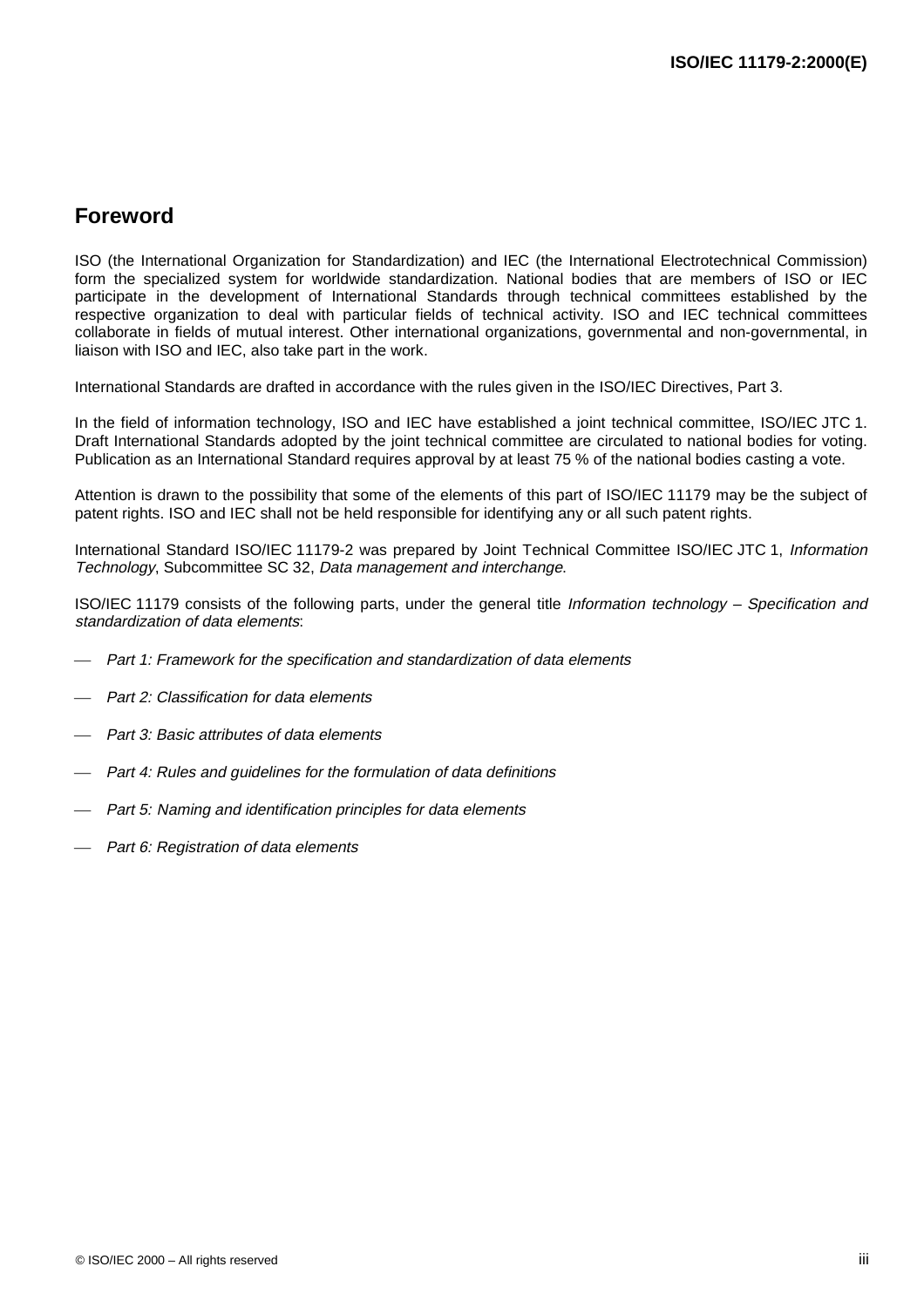## Foreword

ISO (the International Organization for Standardization) and IEC (the International Electrotechnical Commission) form the specialized system for worldwide standardization. National bodies that are members of ISO or IEC participate in the development of International Standards through technical committees established by the respective organization to deal with particular fields of technical activity. ISO and IEC technical committees collaborate in fields of mutual interest. Other international organizations, governmental and non-governmental, in liaison with ISO and IEC, also take part in the work.

International Standards are drafted in accordance with the rules given in the ISO/IEC Directives, Part 3.

In the field of information technology, ISO and IEC have established a joint technical committee, ISO/IEC JTC 1. Draft International Standards adopted by the joint technical committee are circulated to national bodies for voting. Publication as an International Standard requires approval by at least 75 % of the national bodies casting a vote.

Attention is drawn to the possibility that some of the elements of this part of ISO/IEC 11179 may be the subject of patent rights. ISO and IEC shall not be held responsible for identifying any or all such patent rights.

International Standard ISO/IEC 11179-2 was prepared by Joint Technical Committee ISO/IEC JTC 1, *Information Technology*, Subcommittee SC 32, *Data management and interchange*.

ISO/IEC 11179 consists of the following parts, under the general title *Information technology – Specification and standardization of data elements*:

- *Part 1: Framework for the specification and standardization of data elements*
- *Part 2: Classification for data elements*
- *Part 3: Basic attributes of data elements*
- *Part 4: Rules and guidelines for the formulation of data definitions*
- *Part 5: Naming and identification principles for data elements*
- *Part 6: Registration of data elements*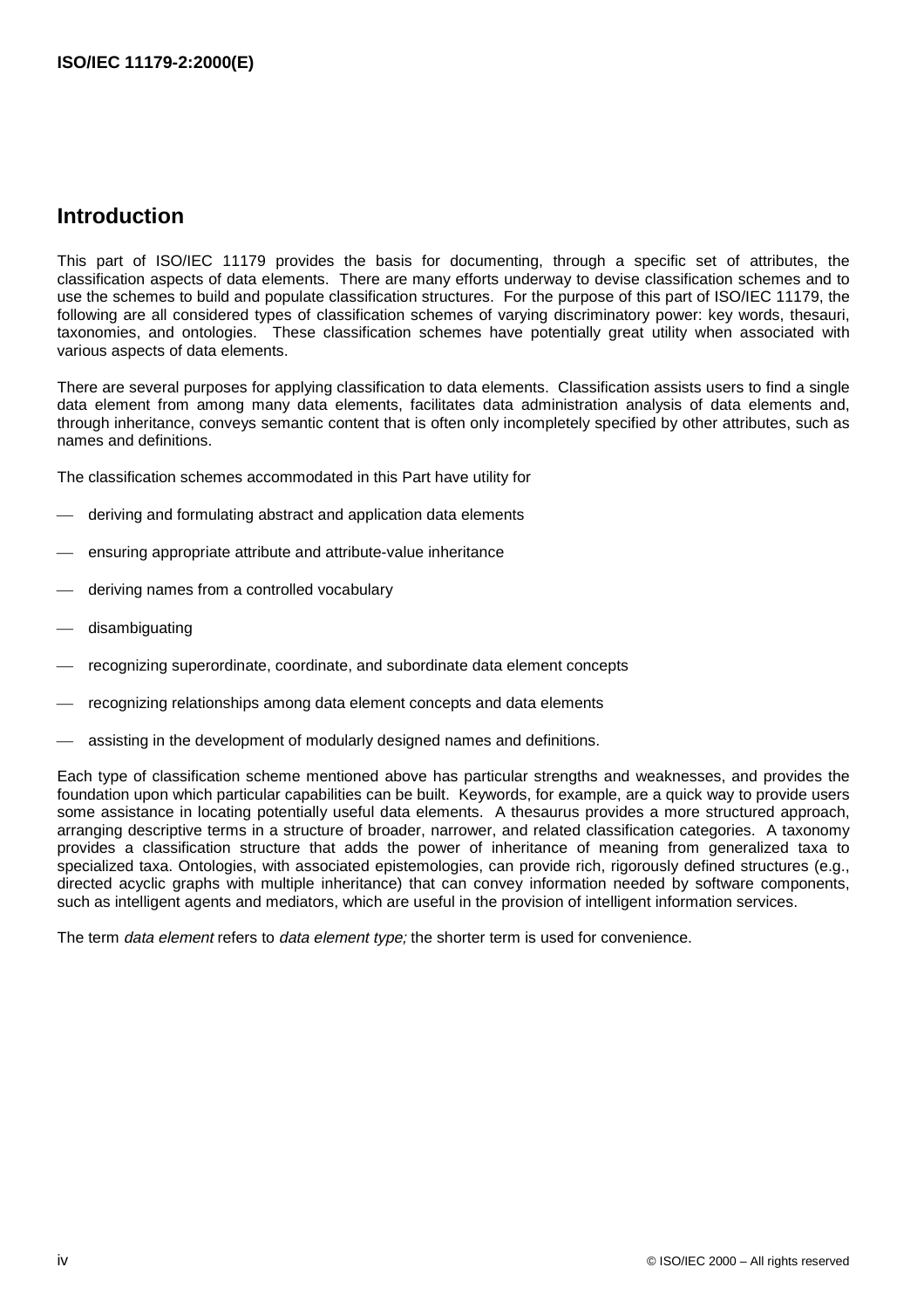## Introduction

This part of ISO/IEC 11179 provides the basis for documenting, through a specific set of attributes, the classification aspects of data elements. There are many efforts underway to devise classification schemes and to use the schemes to build and populate classification structures. For the purpose of this part of ISO/IEC 11179, the following are all considered types of classification schemes of varying discriminatory power: key words, thesauri, taxonomies, and ontologies. These classification schemes have potentially great utility when associated with various aspects of data elements.

There are several purposes for applying classification to data elements. Classification assists users to find a single data element from among many data elements, facilitates data administration analysis of data elements and, through inheritance, conveys semantic content that is often only incompletely specified by other attributes, such as names and definitions.

The classification schemes accommodated in this Part have utility for

- deriving and formulating abstract and application data elements
- ensuring appropriate attribute and attribute-value inheritance
- deriving names from a controlled vocabulary
- disambiguating
- recognizing superordinate, coordinate, and subordinate data element concepts
- recognizing relationships among data element concepts and data elements
- assisting in the development of modularly designed names and definitions.

Each type of classification scheme mentioned above has particular strengths and weaknesses, and provides the foundation upon which particular capabilities can be built. Keywords, for example, are a quick way to provide users some assistance in locating potentially useful data elements. A thesaurus provides a more structured approach, arranging descriptive terms in a structure of broader, narrower, and related classification categories. A taxonomy provides a classification structure that adds the power of inheritance of meaning from generalized taxa to specialized taxa. Ontologies, with associated epistemologies, can provide rich, rigorously defined structures (e.g., directed acyclic graphs with multiple inheritance) that can convey information needed by software components, such as intelligent agents and mediators, which are useful in the provision of intelligent information services.

The term *data element* refers to *data element type;* the shorter term is used for convenience.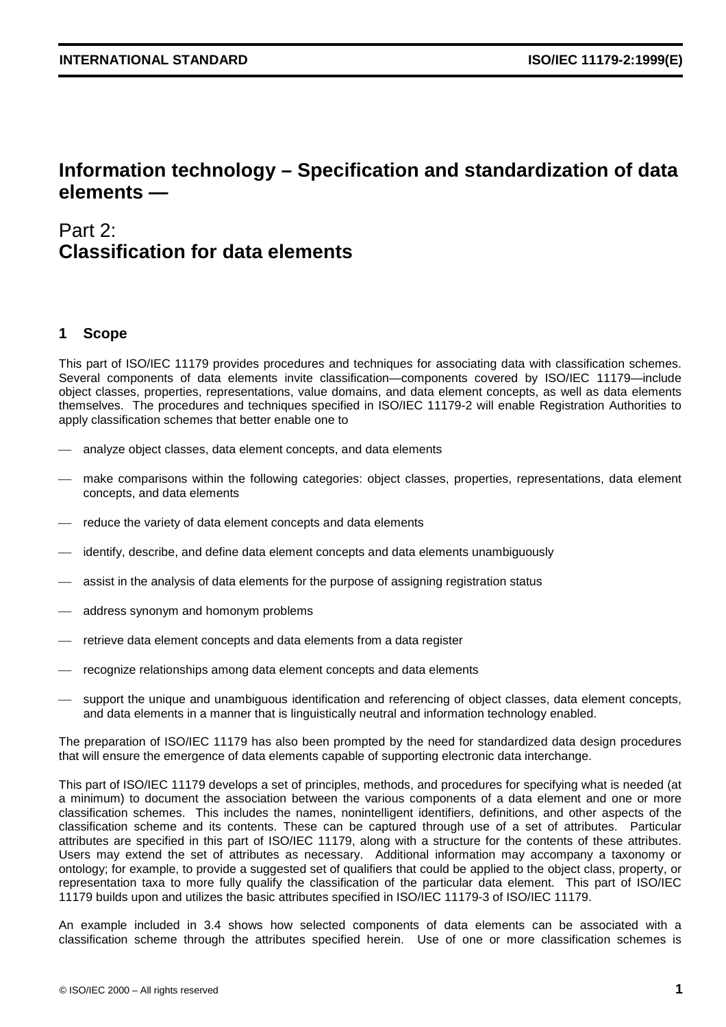# Information technology – Specification and standardization of data elements —

## Part 2:
## Classification for data elements

### 1 Scope

This part of ISO/IEC 11179 provides procedures and techniques for associating data with classification schemes. Several components of data elements invite classification—components covered by ISO/IEC 11179—include object classes, properties, representations, value domains, and data element concepts, as well as data elements themselves. The procedures and techniques specified in ISO/IEC 11179-2 will enable Registration Authorities to apply classification schemes that better enable one to

- analyze object classes, data element concepts, and data elements
- make comparisons within the following categories: object classes, properties, representations, data element concepts, and data elements
- reduce the variety of data element concepts and data elements
- identify, describe, and define data element concepts and data elements unambiguously
- assist in the analysis of data elements for the purpose of assigning registration status
- address synonym and homonym problems
- retrieve data element concepts and data elements from a data register
- recognize relationships among data element concepts and data elements
- support the unique and unambiguous identification and referencing of object classes, data element concepts, and data elements in a manner that is linguistically neutral and information technology enabled.

The preparation of ISO/IEC 11179 has also been prompted by the need for standardized data design procedures that will ensure the emergence of data elements capable of supporting electronic data interchange.

This part of ISO/IEC 11179 develops a set of principles, methods, and procedures for specifying what is needed (at a minimum) to document the association between the various components of a data element and one or more classification schemes. This includes the names, nonintelligent identifiers, definitions, and other aspects of the classification scheme and its contents. These can be captured through use of a set of attributes. Particular attributes are specified in this part of ISO/IEC 11179, along with a structure for the contents of these attributes. Users may extend the set of attributes as necessary. Additional information may accompany a taxonomy or ontology; for example, to provide a suggested set of qualifiers that could be applied to the object class, property, or representation taxa to more fully qualify the classification of the particular data element. This part of ISO/IEC 11179 builds upon and utilizes the basic attributes specified in ISO/IEC 11179-3 of ISO/IEC 11179.

An example included in 3.4 shows how selected components of data elements can be associated with a classification scheme through the attributes specified herein. Use of one or more classification schemes is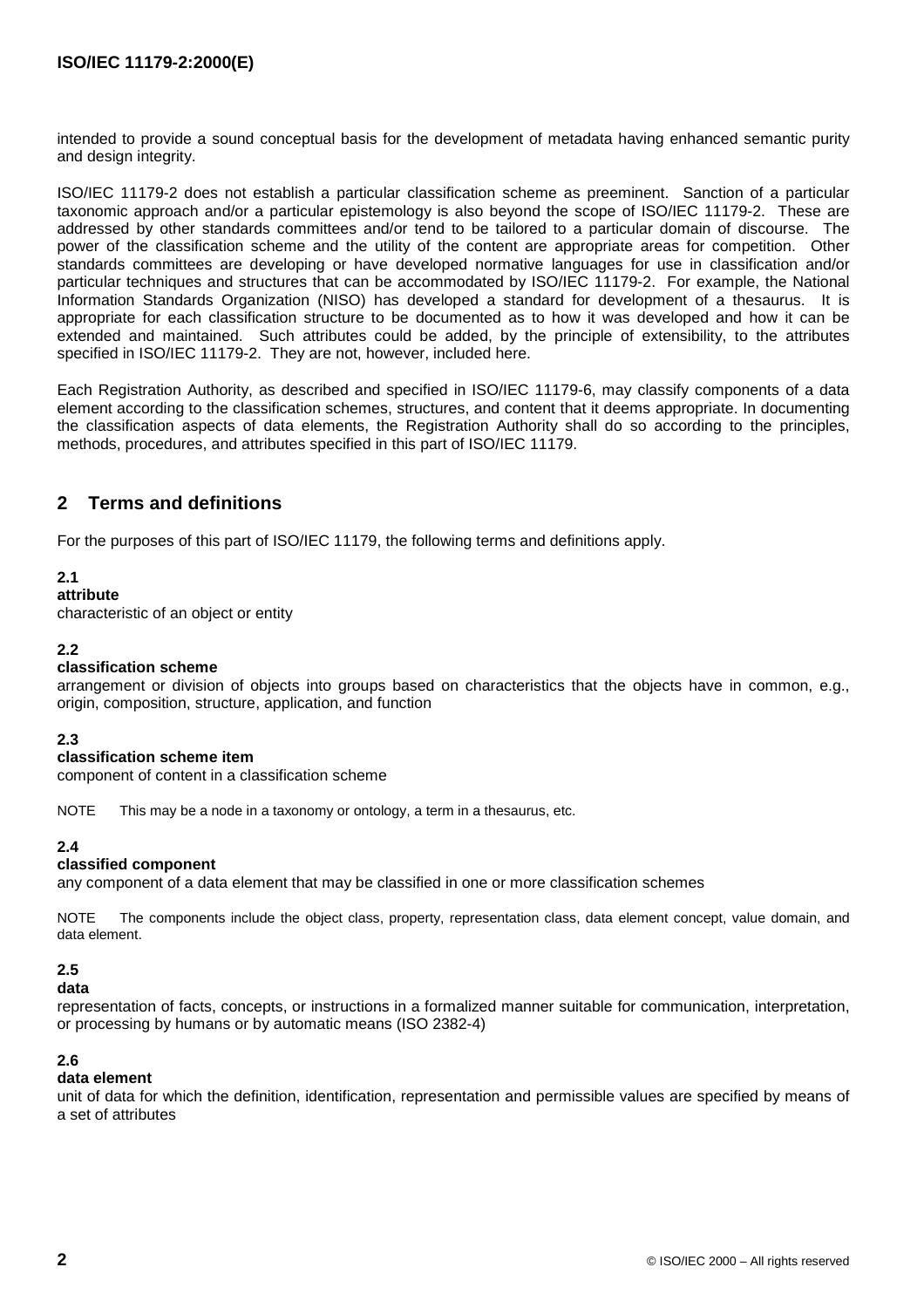intended to provide a sound conceptual basis for the development of metadata having enhanced semantic purity and design integrity.

ISO/IEC 11179-2 does not establish a particular classification scheme as preeminent. Sanction of a particular taxonomic approach and/or a particular epistemology is also beyond the scope of ISO/IEC 11179-2. These are addressed by other standards committees and/or tend to be tailored to a particular domain of discourse. The power of the classification scheme and the utility of the content are appropriate areas for competition. Other standards committees are developing or have developed normative languages for use in classification and/or particular techniques and structures that can be accommodated by ISO/IEC 11179-2. For example, the National Information Standards Organization (NISO) has developed a standard for development of a thesaurus. It is appropriate for each classification structure to be documented as to how it was developed and how it can be extended and maintained. Such attributes could be added, by the principle of extensibility, to the attributes specified in ISO/IEC 11179-2. They are not, however, included here.

Each Registration Authority, as described and specified in ISO/IEC 11179-6, may classify components of a data element according to the classification schemes, structures, and content that it deems appropriate. In documenting the classification aspects of data elements, the Registration Authority shall do so according to the principles, methods, procedures, and attributes specified in this part of ISO/IEC 11179.

## 2 Terms and definitions

For the purposes of this part of ISO/IEC 11179, the following terms and definitions apply.

**2.1**
**attribute**
characteristic of an object or entity

**2.2**
**classification scheme**
arrangement or division of objects into groups based on characteristics that the objects have in common, e.g., origin, composition, structure, application, and function

**2.3**
**classification scheme item**
component of content in a classification scheme

NOTE This may be a node in a taxonomy or ontology, a term in a thesaurus, etc.

**2.4**
**classified component**
any component of a data element that may be classified in one or more classification schemes

NOTE The components include the object class, property, representation class, data element concept, value domain, and data element.

**2.5**
**data**
representation of facts, concepts, or instructions in a formalized manner suitable for communication, interpretation, or processing by humans or by automatic means (ISO 2382-4)

**2.6**
**data element**
unit of data for which the definition, identification, representation and permissible values are specified by means of a set of attributes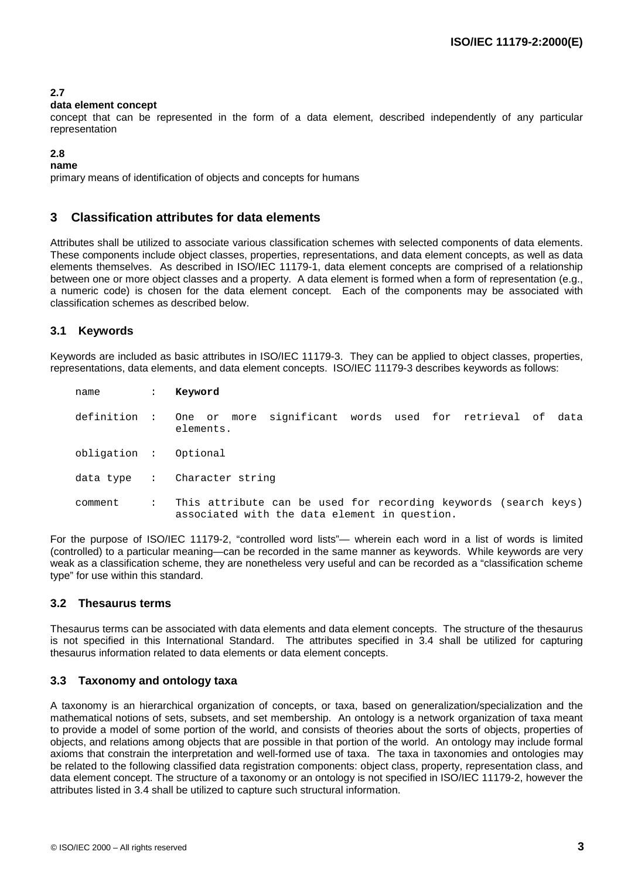**2.7**

**data element concept**

concept that can be represented in the form of a data element, described independently of any particular representation

**2.8**

**name**

primary means of identification of objects and concepts for humans

## 3 Classification attributes for data elements

Attributes shall be utilized to associate various classification schemes with selected components of data elements. These components include object classes, properties, representations, and data element concepts, as well as data elements themselves. As described in ISO/IEC 11179-1, data element concepts are comprised of a relationship between one or more object classes and a property. A data element is formed when a form of representation (e.g., a numeric code) is chosen for the data element concept. Each of the components may be associated with classification schemes as described below.

### 3.1 Keywords

Keywords are included as basic attributes in ISO/IEC 11179-3. They can be applied to object classes, properties, representations, data elements, and data element concepts. ISO/IEC 11179-3 describes keywords as follows:

```
name        :  Keyword

definition  :  One or more significant words used for retrieval of data
               elements.

obligation  :  Optional

data type   :  Character string

comment     :  This attribute can be used for recording keywords (search keys)
               associated with the data element in question.
```

For the purpose of ISO/IEC 11179-2, "controlled word lists"— wherein each word in a list of words is limited (controlled) to a particular meaning—can be recorded in the same manner as keywords. While keywords are very weak as a classification scheme, they are nonetheless very useful and can be recorded as a "classification scheme type" for use within this standard.

### 3.2 Thesaurus terms

Thesaurus terms can be associated with data elements and data element concepts. The structure of the thesaurus is not specified in this International Standard. The attributes specified in 3.4 shall be utilized for capturing thesaurus information related to data elements or data element concepts.

### 3.3 Taxonomy and ontology taxa

A taxonomy is an hierarchical organization of concepts, or taxa, based on generalization/specialization and the mathematical notions of sets, subsets, and set membership. An ontology is a network organization of taxa meant to provide a model of some portion of the world, and consists of theories about the sorts of objects, properties of objects, and relations among objects that are possible in that portion of the world. An ontology may include formal axioms that constrain the interpretation and well-formed use of taxa. The taxa in taxonomies and ontologies may be related to the following classified data registration components: object class, property, representation class, and data element concept. The structure of a taxonomy or an ontology is not specified in ISO/IEC 11179-2, however the attributes listed in 3.4 shall be utilized to capture such structural information.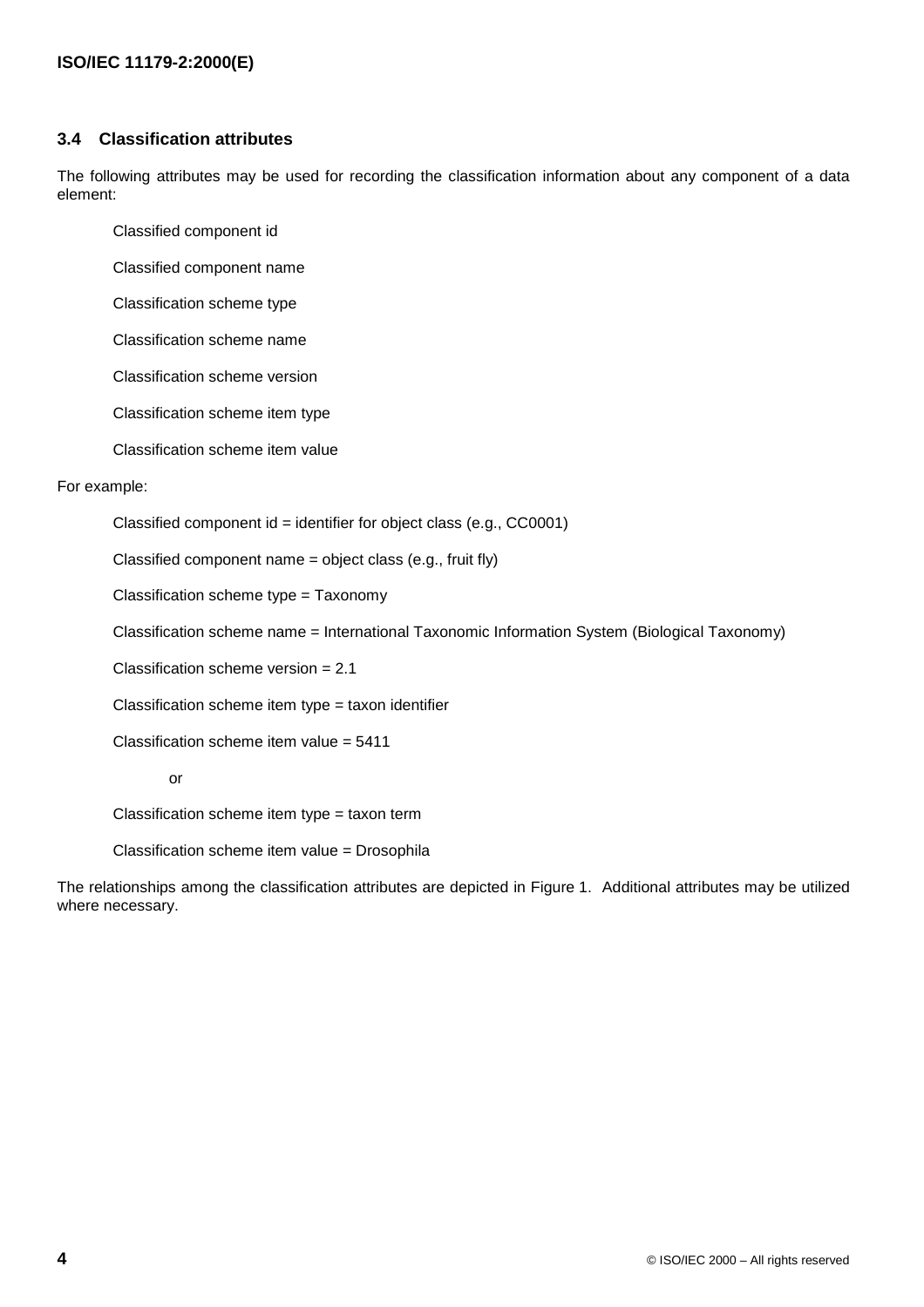### 3.4 Classification attributes

The following attributes may be used for recording the classification information about any component of a data element:

Classified component id

Classified component name

Classification scheme type

Classification scheme name

Classification scheme version

Classification scheme item type

Classification scheme item value

For example:

Classified component id = identifier for object class (e.g., CC0001)

Classified component name = object class (e.g., fruit fly)

Classification scheme type = Taxonomy

Classification scheme name = International Taxonomic Information System (Biological Taxonomy)

Classification scheme version = 2.1

Classification scheme item type = taxon identifier

Classification scheme item value = 5411

or

Classification scheme item type = taxon term

Classification scheme item value = Drosophila

The relationships among the classification attributes are depicted in Figure 1. Additional attributes may be utilized where necessary.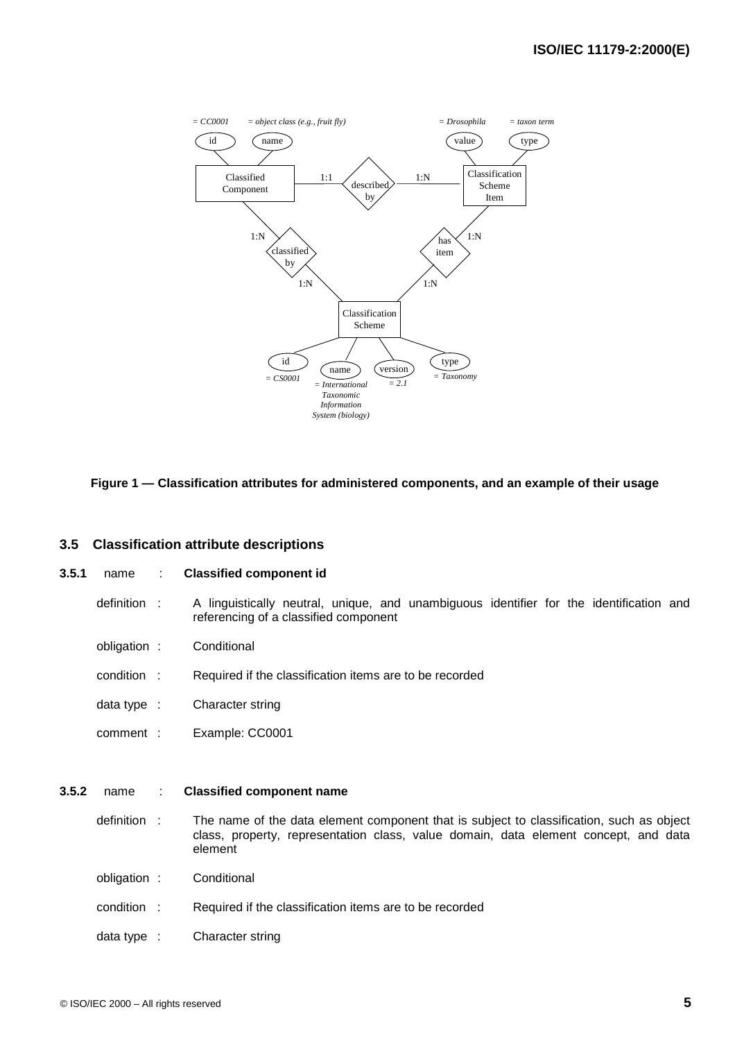Figure 1 — Classification attributes for administered components, and an example of their usage

### 3.5 Classification attribute descriptions

**3.5.1** name : **Classified component id**

definition : A linguistically neutral, unique, and unambiguous identifier for the identification and referencing of a classified component

obligation : Conditional

condition : Required if the classification items are to be recorded

data type : Character string

comment : Example: CC0001

**3.5.2** name : **Classified component name**

definition : The name of the data element component that is subject to classification, such as object class, property, representation class, value domain, data element concept, and data element

obligation : Conditional

condition : Required if the classification items are to be recorded

data type : Character string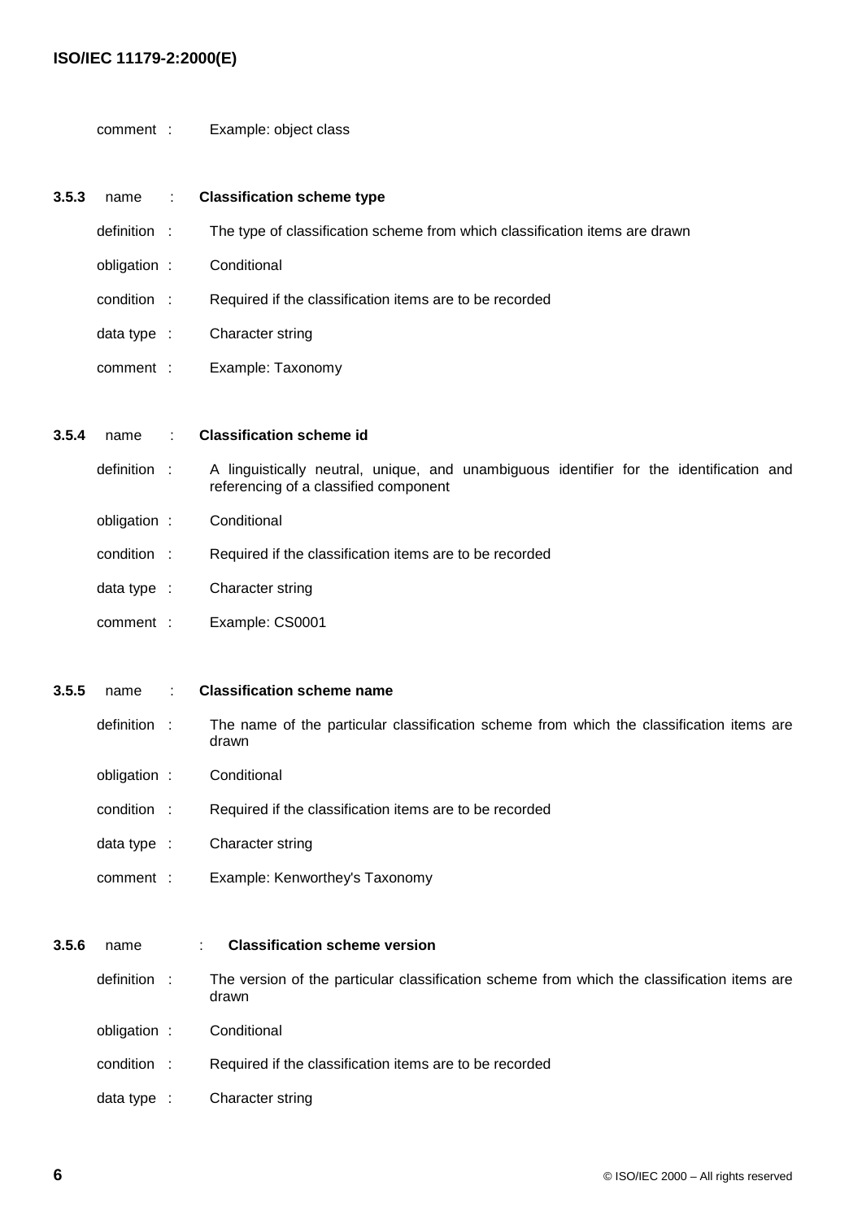comment : Example: object class

**3.5.3** name : **Classification scheme type**

definition : The type of classification scheme from which classification items are drawn

obligation : Conditional

condition : Required if the classification items are to be recorded

data type : Character string

comment : Example: Taxonomy

**3.5.4** name : **Classification scheme id**

definition : A linguistically neutral, unique, and unambiguous identifier for the identification and referencing of a classified component

obligation : Conditional

condition : Required if the classification items are to be recorded

data type : Character string

comment : Example: CS0001

**3.5.5** name : **Classification scheme name**

definition : The name of the particular classification scheme from which the classification items are drawn

obligation : Conditional

condition : Required if the classification items are to be recorded

data type : Character string

comment : Example: Kenworthey's Taxonomy

**3.5.6** name : **Classification scheme version**

definition : The version of the particular classification scheme from which the classification items are drawn

obligation : Conditional

condition : Required if the classification items are to be recorded

data type : Character string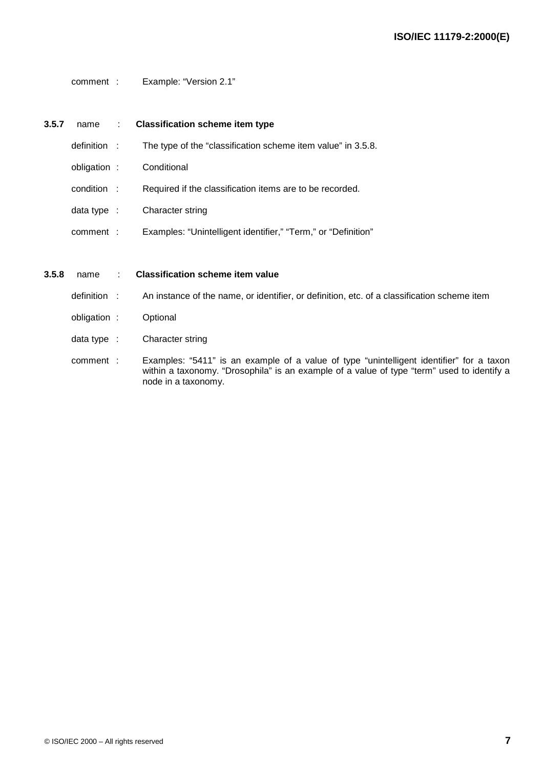comment : Example: "Version 2.1"

**3.5.7** name : **Classification scheme item type**

definition : The type of the "classification scheme item value" in 3.5.8.

obligation : Conditional

condition : Required if the classification items are to be recorded.

data type : Character string

comment : Examples: "Unintelligent identifier," "Term," or "Definition"

**3.5.8** name : **Classification scheme item value**

definition : An instance of the name, or identifier, or definition, etc. of a classification scheme item

obligation : Optional

data type : Character string

comment : Examples: "5411" is an example of a value of type "unintelligent identifier" for a taxon within a taxonomy. "Drosophila" is an example of a value of type "term" used to identify a node in a taxonomy.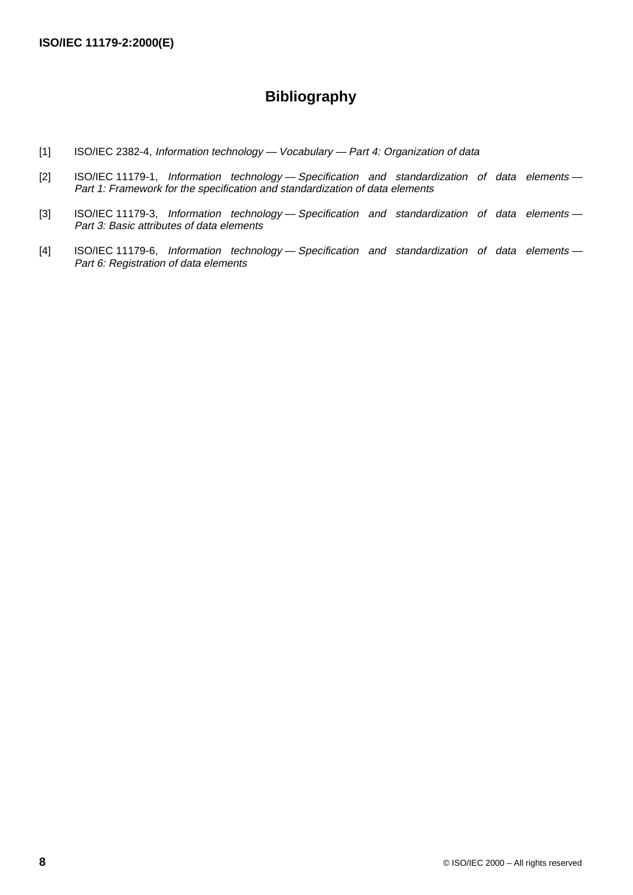# Bibliography

[1] ISO/IEC 2382-4, *Information technology — Vocabulary — Part 4: Organization of data*

[2] ISO/IEC 11179-1, *Information technology — Specification and standardization of data elements — Part 1: Framework for the specification and standardization of data elements*

[3] ISO/IEC 11179-3, *Information technology — Specification and standardization of data elements — Part 3: Basic attributes of data elements*

[4] ISO/IEC 11179-6, *Information technology — Specification and standardization of data elements — Part 6: Registration of data elements*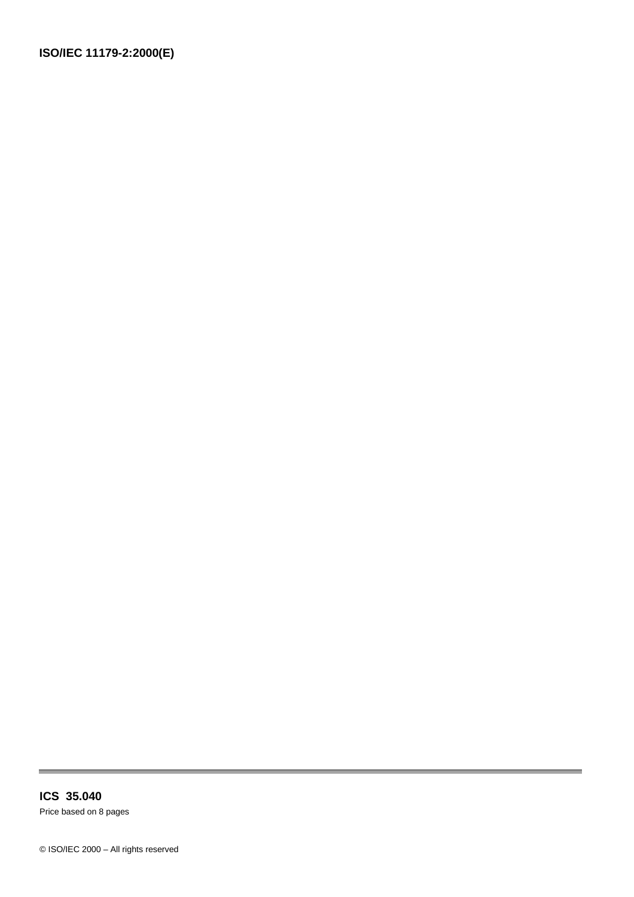ISO/IEC 11179-2:2000(E)

**ICS 35.040**

Price based on 8 pages

© ISO/IEC 2000 – All rights reserved